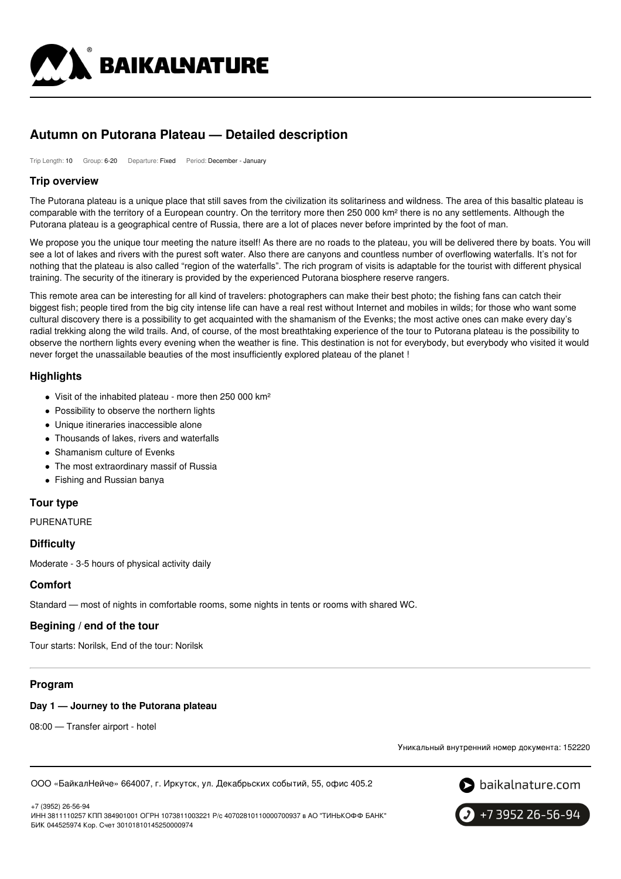# Autumn on Putorana Plateau — Detailed description

Trip Length: 10 Group: 6-20 Departure: Fixed Period: December - January

## Trip overview

The Putorana plateau is a unique place that still saves from the civilization its solitariness and wildness. The area of this basaltic plateau is comparable with the territory of a European country. On the territory more then 250 000 km² there is no any settlements. Although the Putorana plateau is a geographical centre of Russia, there are a lot of places never before imprinted by the foot of man.

We propose you the unique tour meeting the nature itself! As there are no roads to the plateau, you will be delivered there by boats. You will see a lot of lakes and rivers with the purest soft water. Also there are canyons and countless number of overflowing waterfalls. It's not for nothing that the plateau is also called "region of the waterfalls". The rich program of visits is adaptable for the tourist with different physical training. The security of the itinerary is provided by the experienced Putorana biosphere reserve rangers.

This remote area can be interesting for all kind of travelers: photographers can make their best photo; the fishing fans can catch their biggest fish; people tired from the big city intense life can have a real rest without Internet and mobiles in wilds; for those who want some cultural discovery there is a possibility to get acquainted with the shamanism of the Evenks; the most active ones can make every day's radial trekking along the wild trails. And, of course, of the most breathtaking experience of the tour to Putorana plateau is the possibility to observe the northern lights every evening when the weather is fine. This destination is not for everybody, but everybody who visited it would never forget the unassailable beauties of the most insufficiently explored plateau of the planet !

## Highlights

- Visit of the inhabited plateau - more then 250 000 km²
- Possibility to observe the northern lights
- Unique itineraries inaccessible alone
- Thousands of lakes, rivers and waterfalls
- Shamanism culture of Evenks
- The most extraordinary massif of Russia
- Fishing and Russian banya

## Tour type

PURENATURE

## Difficulty

Moderate - 3-5 hours of physical activity daily

## Comfort

Standard — most of nights in comfortable rooms, some nights in tents or rooms with shared WC.

## Begining / end of the tour

Tour starts: Norilsk, End of the tour: Norilsk

## Program

### Day 1 — Journey to the Putorana plateau

08:00 — Transfer airport - hotel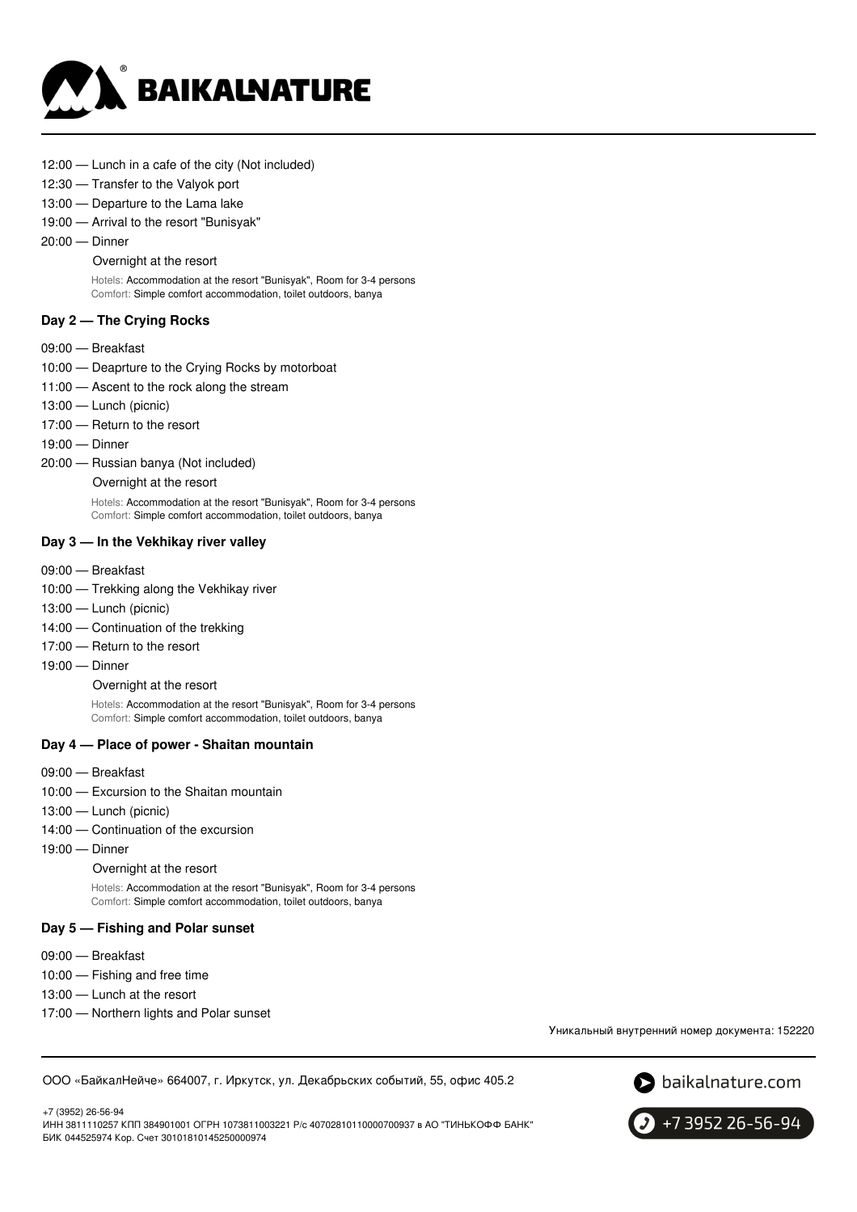12:00 — Lunch in a cafe of the city (Not included)

12:30 — Transfer to the Valyok port

13:00 — Departure to the Lama lake

19:00 — Arrival to the resort "Bunisyak"

20:00 — Dinner

Overnight at the resort

Hotels: Accommodation at the resort "Bunisyak", Room for 3-4 persons
Comfort: Simple comfort accommodation, toilet outdoors, banya

### Day 2 — The Crying Rocks

09:00 — Breakfast

10:00 — Deaprture to the Crying Rocks by motorboat

11:00 — Ascent to the rock along the stream

13:00 — Lunch (picnic)

17:00 — Return to the resort

19:00 — Dinner

20:00 — Russian banya (Not included)

Overnight at the resort

Hotels: Accommodation at the resort "Bunisyak", Room for 3-4 persons
Comfort: Simple comfort accommodation, toilet outdoors, banya

### Day 3 — In the Vekhikay river valley

09:00 — Breakfast

10:00 — Trekking along the Vekhikay river

13:00 — Lunch (picnic)

14:00 — Continuation of the trekking

17:00 — Return to the resort

19:00 — Dinner

Overnight at the resort

Hotels: Accommodation at the resort "Bunisyak", Room for 3-4 persons
Comfort: Simple comfort accommodation, toilet outdoors, banya

### Day 4 — Place of power - Shaitan mountain

09:00 — Breakfast

10:00 — Excursion to the Shaitan mountain

13:00 — Lunch (picnic)

14:00 — Continuation of the excursion

19:00 — Dinner

Overnight at the resort

Hotels: Accommodation at the resort "Bunisyak", Room for 3-4 persons
Comfort: Simple comfort accommodation, toilet outdoors, banya

### Day 5 — Fishing and Polar sunset

09:00 — Breakfast

10:00 — Fishing and free time

13:00 — Lunch at the resort

17:00 — Northern lights and Polar sunset

Уникальный внутренний номер документа: 152220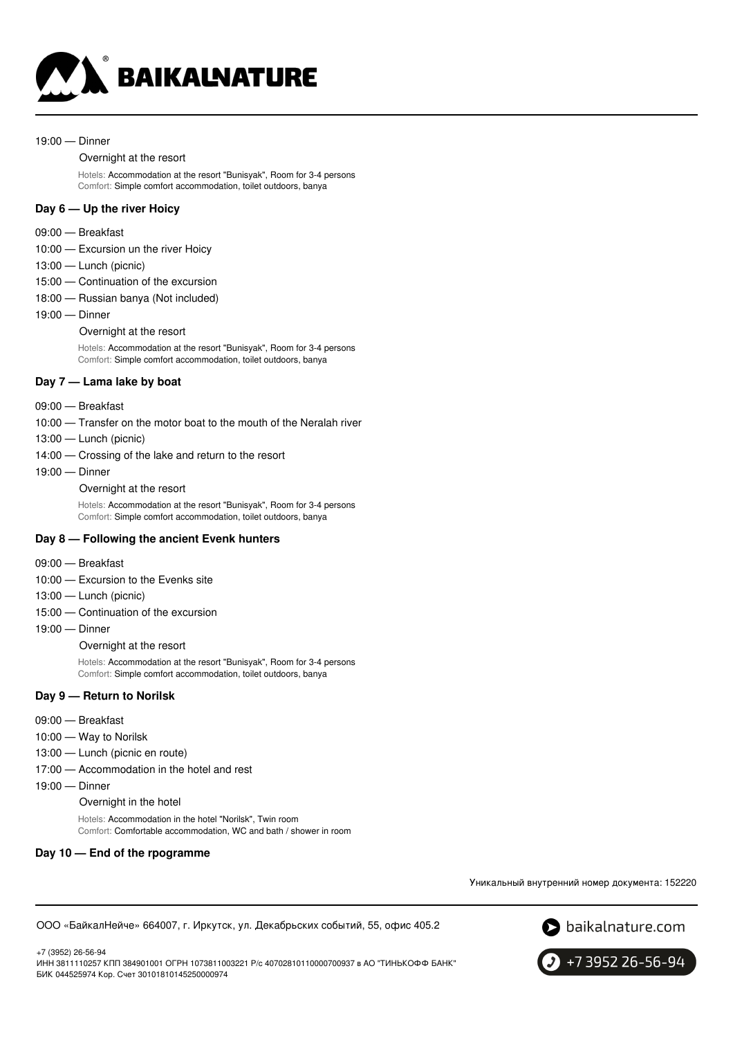19:00 — Dinner

Overnight at the resort

Hotels: Accommodation at the resort "Bunisyak", Room for 3-4 persons
Comfort: Simple comfort accommodation, toilet outdoors, banya

### Day 6 — Up the river Hoicy

- 09:00 — Breakfast
- 10:00 — Excursion un the river Hoicy
- 13:00 — Lunch (picnic)
- 15:00 — Continuation of the excursion
- 18:00 — Russian banya (Not included)
- 19:00 — Dinner

Overnight at the resort

Hotels: Accommodation at the resort "Bunisyak", Room for 3-4 persons
Comfort: Simple comfort accommodation, toilet outdoors, banya

### Day 7 — Lama lake by boat

- 09:00 — Breakfast
- 10:00 — Transfer on the motor boat to the mouth of the Neralah river
- 13:00 — Lunch (picnic)
- 14:00 — Crossing of the lake and return to the resort
- 19:00 — Dinner

Overnight at the resort

Hotels: Accommodation at the resort "Bunisyak", Room for 3-4 persons
Comfort: Simple comfort accommodation, toilet outdoors, banya

### Day 8 — Following the ancient Evenk hunters

- 09:00 — Breakfast
- 10:00 — Excursion to the Evenks site
- 13:00 — Lunch (picnic)
- 15:00 — Continuation of the excursion
- 19:00 — Dinner

Overnight at the resort

Hotels: Accommodation at the resort "Bunisyak", Room for 3-4 persons
Comfort: Simple comfort accommodation, toilet outdoors, banya

### Day 9 — Return to Norilsk

- 09:00 — Breakfast
- 10:00 — Way to Norilsk
- 13:00 — Lunch (picnic en route)
- 17:00 — Accommodation in the hotel and rest
- 19:00 — Dinner

Overnight in the hotel

Hotels: Accommodation in the hotel "Norilsk", Twin room
Comfort: Comfortable accommodation, WC and bath / shower in room

### Day 10 — End of the rpogramme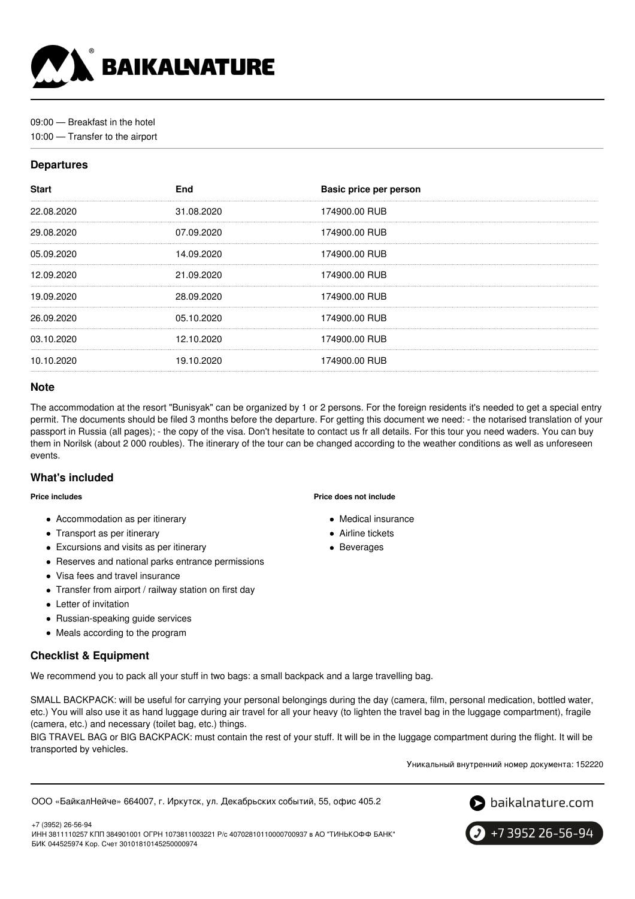09:00 — Breakfast in the hotel

10:00 — Transfer to the airport

## Departures

| Start | End | Basic price per person |
| --- | --- | --- |
| 22.08.2020 | 31.08.2020 | 174900.00 RUB |
| 29.08.2020 | 07.09.2020 | 174900.00 RUB |
| 05.09.2020 | 14.09.2020 | 174900.00 RUB |
| 12.09.2020 | 21.09.2020 | 174900.00 RUB |
| 19.09.2020 | 28.09.2020 | 174900.00 RUB |
| 26.09.2020 | 05.10.2020 | 174900.00 RUB |
| 03.10.2020 | 12.10.2020 | 174900.00 RUB |
| 10.10.2020 | 19.10.2020 | 174900.00 RUB |

## Note

The accommodation at the resort "Bunisyak" can be organized by 1 or 2 persons. For the foreign residents it's needed to get a special entry permit. The documents should be filed 3 months before the departure. For getting this document we need: - the notarised translation of your passport in Russia (all pages); - the copy of the visa. Don't hesitate to contact us fr all details. For this tour you need waders. You can buy them in Norilsk (about 2 000 roubles). The itinerary of the tour can be changed according to the weather conditions as well as unforeseen events.

## What's included

**Price includes**

- Accommodation as per itinerary
- Transport as per itinerary
- Excursions and visits as per itinerary
- Reserves and national parks entrance permissions
- Visa fees and travel insurance
- Transfer from airport / railway station on first day
- Letter of invitation
- Russian-speaking guide services
- Meals according to the program

**Price does not include**

- Medical insurance
- Airline tickets
- Beverages

## Checklist & Equipment

We recommend you to pack all your stuff in two bags: a small backpack and a large travelling bag.

SMALL BACKPACK: will be useful for carrying your personal belongings during the day (camera, film, personal medication, bottled water, etc.) You will also use it as hand luggage during air travel for all your heavy (to lighten the travel bag in the luggage compartment), fragile (camera, etc.) and necessary (toilet bag, etc.) things.

BIG TRAVEL BAG or BIG BACKPACK: must contain the rest of your stuff. It will be in the luggage compartment during the flight. It will be transported by vehicles.

Уникальный внутренний номер документа: 152220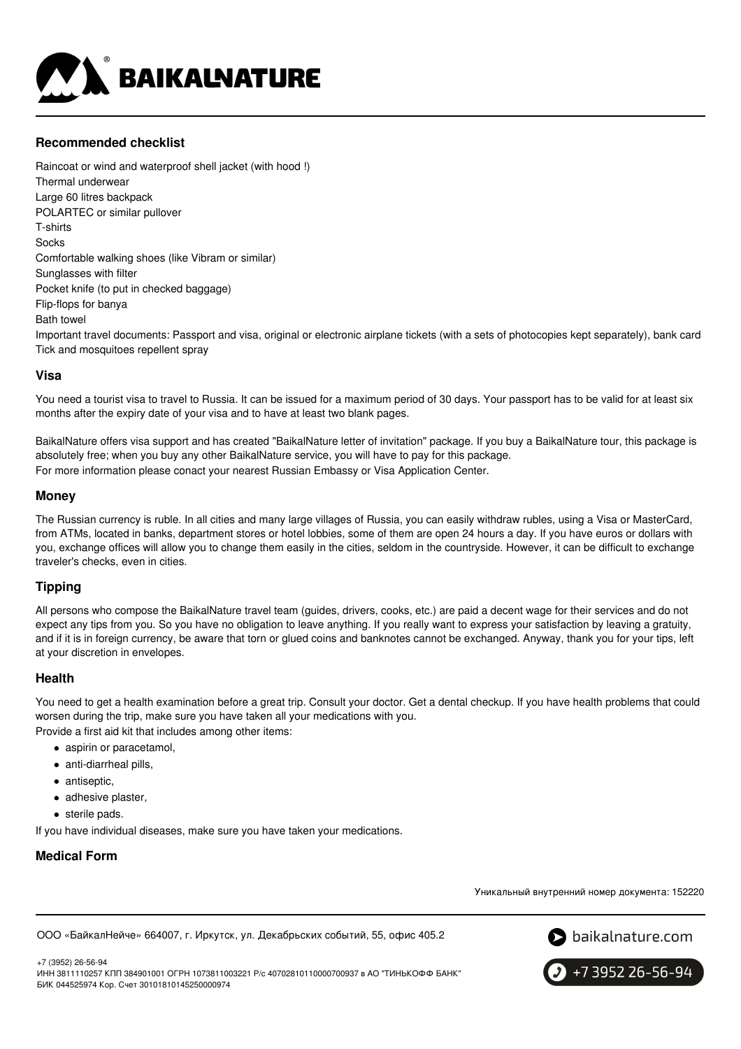## Recommended checklist

Raincoat or wind and waterproof shell jacket (with hood !)
Thermal underwear
Large 60 litres backpack
POLARTEC or similar pullover
T-shirts
Socks
Comfortable walking shoes (like Vibram or similar)
Sunglasses with filter
Pocket knife (to put in checked baggage)
Flip-flops for banya
Bath towel
Important travel documents: Passport and visa, original or electronic airplane tickets (with a sets of photocopies kept separately), bank card
Tick and mosquitoes repellent spray

## Visa

You need a tourist visa to travel to Russia. It can be issued for a maximum period of 30 days. Your passport has to be valid for at least six months after the expiry date of your visa and to have at least two blank pages.

BaikalNature offers visa support and has created "BaikalNature letter of invitation" package. If you buy a BaikalNature tour, this package is absolutely free; when you buy any other BaikalNature service, you will have to pay for this package.
For more information please conact your nearest Russian Embassy or Visa Application Center.

## Money

The Russian currency is ruble. In all cities and many large villages of Russia, you can easily withdraw rubles, using a Visa or MasterCard, from ATMs, located in banks, department stores or hotel lobbies, some of them are open 24 hours a day. If you have euros or dollars with you, exchange offices will allow you to change them easily in the cities, seldom in the countryside. However, it can be difficult to exchange traveler's checks, even in cities.

## Tipping

All persons who compose the BaikalNature travel team (guides, drivers, cooks, etc.) are paid a decent wage for their services and do not expect any tips from you. So you have no obligation to leave anything. If you really want to express your satisfaction by leaving a gratuity, and if it is in foreign currency, be aware that torn or glued coins and banknotes cannot be exchanged. Anyway, thank you for your tips, left at your discretion in envelopes.

## Health

You need to get a health examination before a great trip. Consult your doctor. Get a dental checkup. If you have health problems that could worsen during the trip, make sure you have taken all your medications with you.
Provide a first aid kit that includes among other items:

- aspirin or paracetamol,
- anti-diarrheal pills,
- antiseptic,
- adhesive plaster,
- sterile pads.

If you have individual diseases, make sure you have taken your medications.

## Medical Form

Уникальный внутренний номер документа: 152220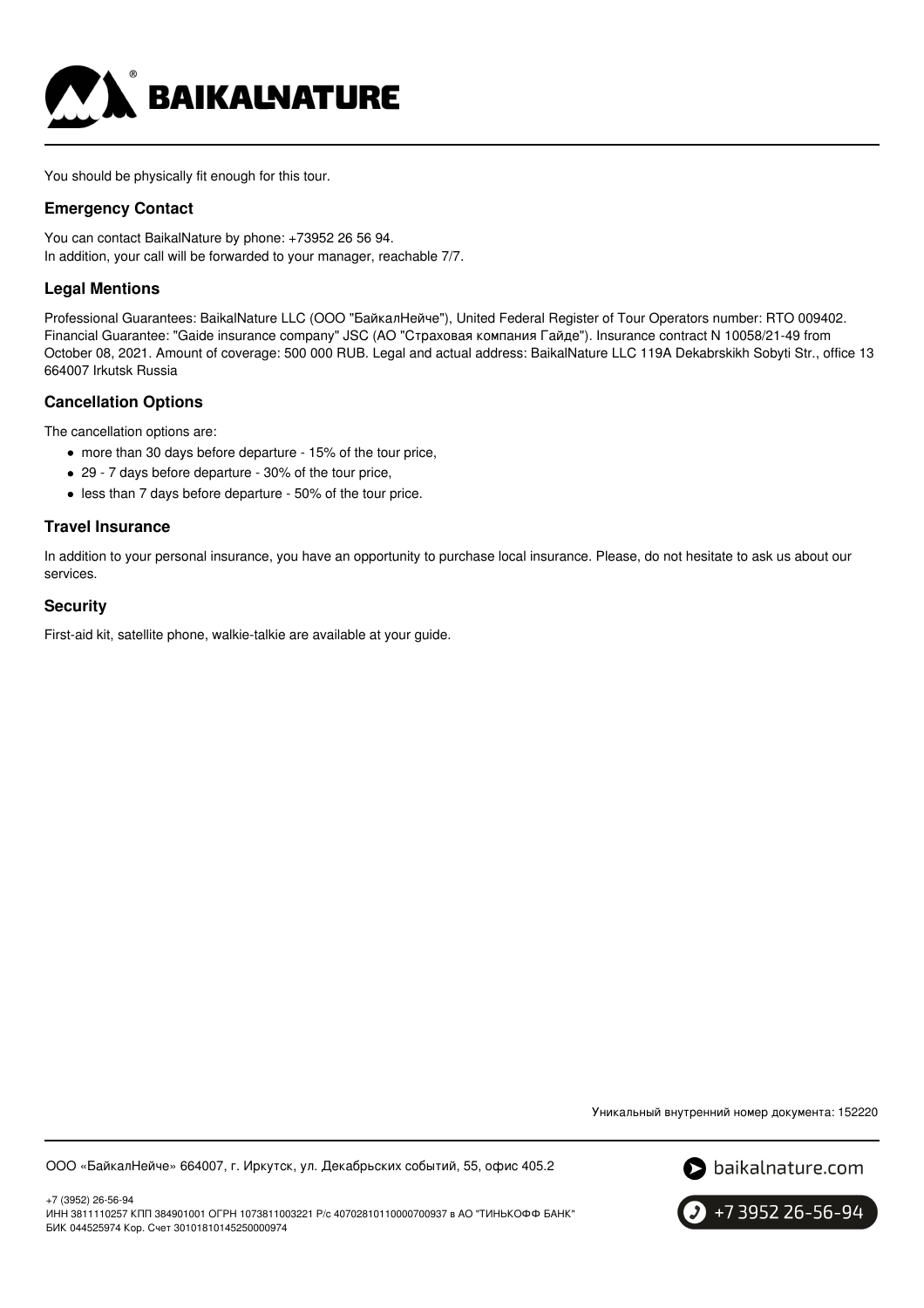You should be physically fit enough for this tour.

### Emergency Contact

You can contact BaikalNature by phone: +73952 26 56 94.
In addition, your call will be forwarded to your manager, reachable 7/7.

### Legal Mentions

Professional Guarantees: BaikalNature LLC (ООО "БайкалНейче"), United Federal Register of Tour Operators number: RTO 009402. Financial Guarantee: "Gaide insurance company" JSC (АО "Страховая компания Гайде"). Insurance contract N 10058/21-49 from October 08, 2021. Amount of coverage: 500 000 RUB. Legal and actual address: BaikalNature LLC 119A Dekabrskikh Sobyti Str., office 13 664007 Irkutsk Russia

### Cancellation Options

The cancellation options are:

- more than 30 days before departure - 15% of the tour price,
- 29 - 7 days before departure - 30% of the tour price,
- less than 7 days before departure - 50% of the tour price.

### Travel Insurance

In addition to your personal insurance, you have an opportunity to purchase local insurance. Please, do not hesitate to ask us about our services.

### Security

First-aid kit, satellite phone, walkie-talkie are available at your guide.

Уникальный внутренний номер документа: 152220